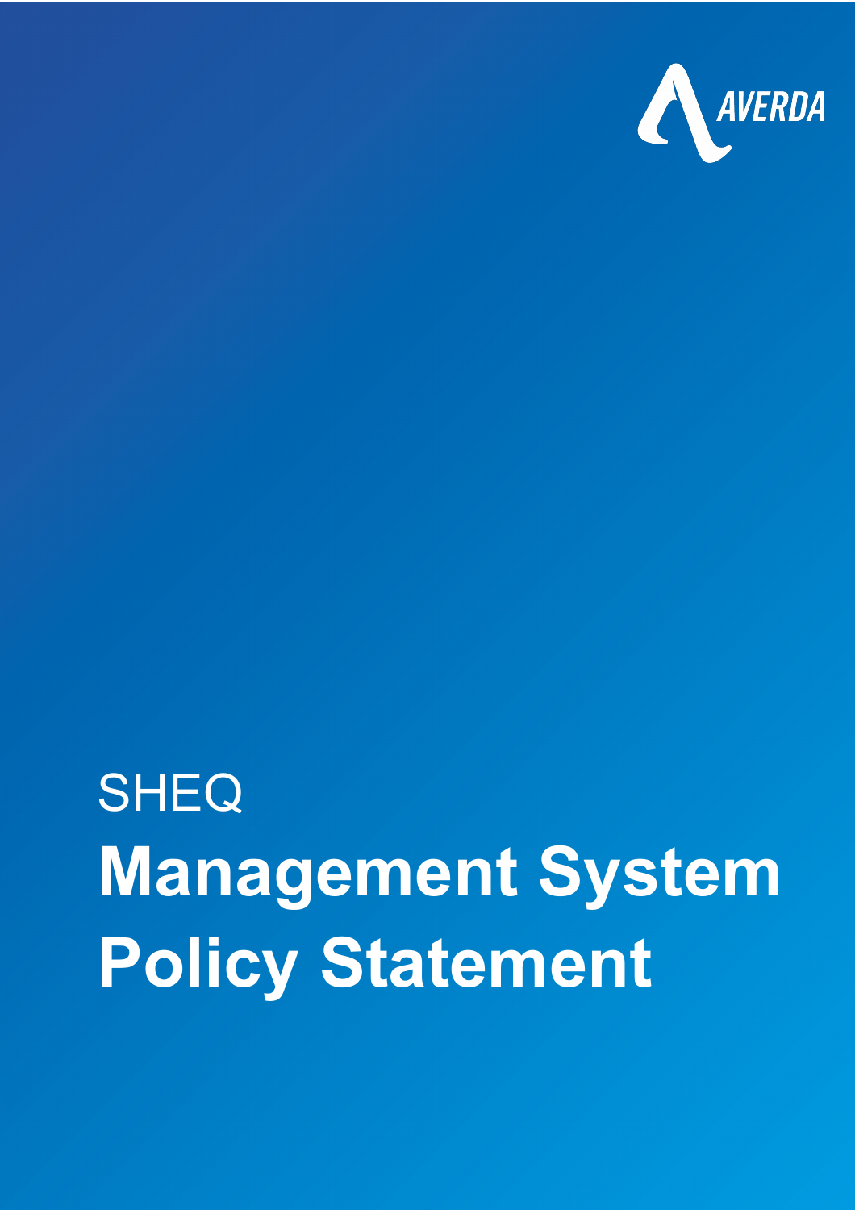AVERDA

SHEQ

# Management System Policy Statement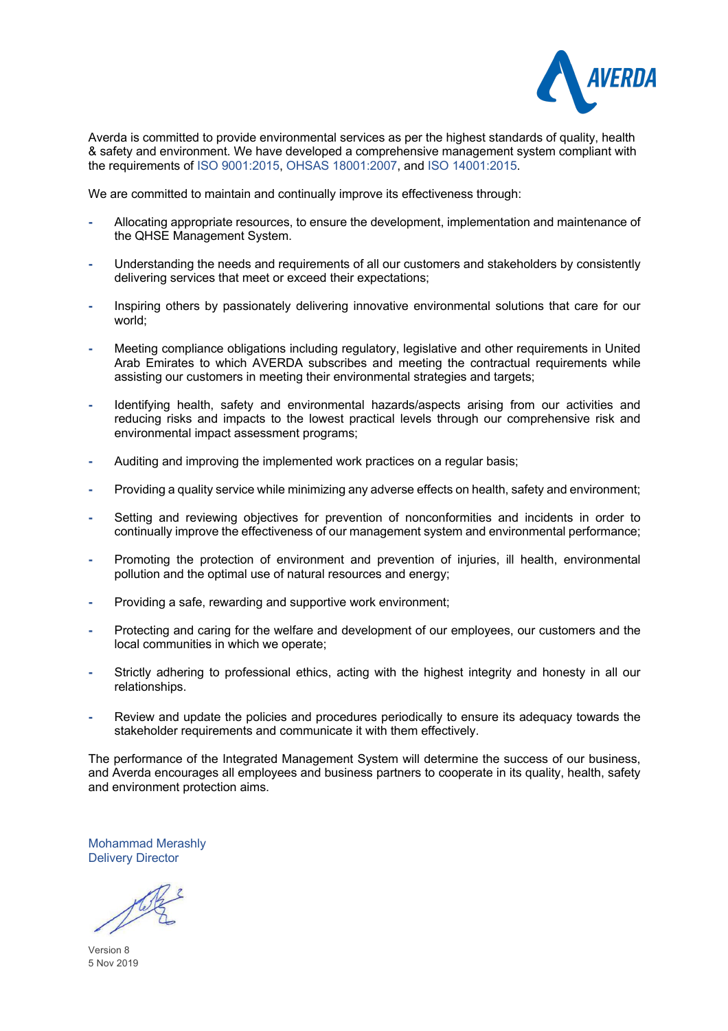Averda is committed to provide environmental services as per the highest standards of quality, health & safety and environment. We have developed a comprehensive management system compliant with the requirements of ISO 9001:2015, OHSAS 18001:2007, and ISO 14001:2015.

We are committed to maintain and continually improve its effectiveness through:

- Allocating appropriate resources, to ensure the development, implementation and maintenance of the QHSE Management System.
- Understanding the needs and requirements of all our customers and stakeholders by consistently delivering services that meet or exceed their expectations;
- Inspiring others by passionately delivering innovative environmental solutions that care for our world;
- Meeting compliance obligations including regulatory, legislative and other requirements in United Arab Emirates to which AVERDA subscribes and meeting the contractual requirements while assisting our customers in meeting their environmental strategies and targets;
- Identifying health, safety and environmental hazards/aspects arising from our activities and reducing risks and impacts to the lowest practical levels through our comprehensive risk and environmental impact assessment programs;
- Auditing and improving the implemented work practices on a regular basis;
- Providing a quality service while minimizing any adverse effects on health, safety and environment;
- Setting and reviewing objectives for prevention of nonconformities and incidents in order to continually improve the effectiveness of our management system and environmental performance;
- Promoting the protection of environment and prevention of injuries, ill health, environmental pollution and the optimal use of natural resources and energy;
- Providing a safe, rewarding and supportive work environment;
- Protecting and caring for the welfare and development of our employees, our customers and the local communities in which we operate;
- Strictly adhering to professional ethics, acting with the highest integrity and honesty in all our relationships.
- Review and update the policies and procedures periodically to ensure its adequacy towards the stakeholder requirements and communicate it with them effectively.

The performance of the Integrated Management System will determine the success of our business, and Averda encourages all employees and business partners to cooperate in its quality, health, safety and environment protection aims.

Mohammad Merashly
Delivery Director

Version 8
5 Nov 2019